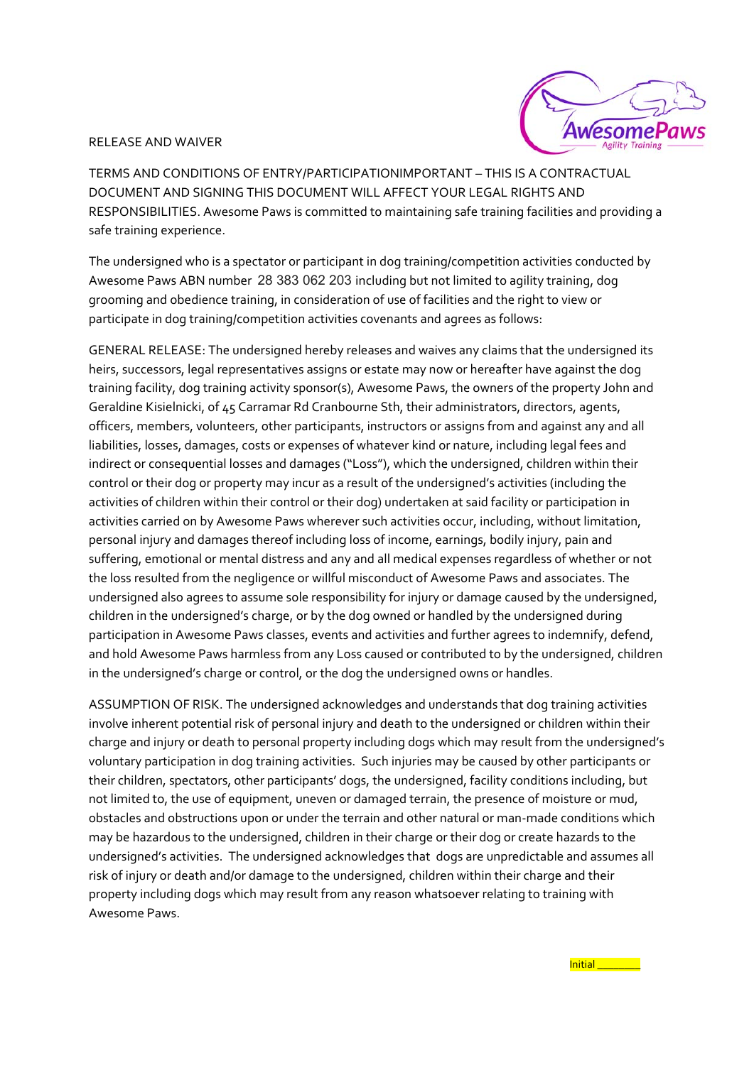RELEASE AND WAIVER

TERMS AND CONDITIONS OF ENTRY/PARTICIPATIONIMPORTANT – THIS IS A CONTRACTUAL DOCUMENT AND SIGNING THIS DOCUMENT WILL AFFECT YOUR LEGAL RIGHTS AND RESPONSIBILITIES. Awesome Paws is committed to maintaining safe training facilities and providing a safe training experience.

The undersigned who is a spectator or participant in dog training/competition activities conducted by Awesome Paws ABN number 28 383 062 203 including but not limited to agility training, dog grooming and obedience training, in consideration of use of facilities and the right to view or participate in dog training/competition activities covenants and agrees as follows:

GENERAL RELEASE: The undersigned hereby releases and waives any claims that the undersigned its heirs, successors, legal representatives assigns or estate may now or hereafter have against the dog training facility, dog training activity sponsor(s), Awesome Paws, the owners of the property John and Geraldine Kisielnicki, of 45 Carramar Rd Cranbourne Sth, their administrators, directors, agents, officers, members, volunteers, other participants, instructors or assigns from and against any and all liabilities, losses, damages, costs or expenses of whatever kind or nature, including legal fees and indirect or consequential losses and damages ("Loss"), which the undersigned, children within their control or their dog or property may incur as a result of the undersigned's activities (including the activities of children within their control or their dog) undertaken at said facility or participation in activities carried on by Awesome Paws wherever such activities occur, including, without limitation, personal injury and damages thereof including loss of income, earnings, bodily injury, pain and suffering, emotional or mental distress and any and all medical expenses regardless of whether or not the loss resulted from the negligence or willful misconduct of Awesome Paws and associates. The undersigned also agrees to assume sole responsibility for injury or damage caused by the undersigned, children in the undersigned's charge, or by the dog owned or handled by the undersigned during participation in Awesome Paws classes, events and activities and further agrees to indemnify, defend, and hold Awesome Paws harmless from any Loss caused or contributed to by the undersigned, children in the undersigned's charge or control, or the dog the undersigned owns or handles.

ASSUMPTION OF RISK. The undersigned acknowledges and understands that dog training activities involve inherent potential risk of personal injury and death to the undersigned or children within their charge and injury or death to personal property including dogs which may result from the undersigned's voluntary participation in dog training activities. Such injuries may be caused by other participants or their children, spectators, other participants' dogs, the undersigned, facility conditions including, but not limited to, the use of equipment, uneven or damaged terrain, the presence of moisture or mud, obstacles and obstructions upon or under the terrain and other natural or man-made conditions which may be hazardous to the undersigned, children in their charge or their dog or create hazards to the undersigned's activities. The undersigned acknowledges that dogs are unpredictable and assumes all risk of injury or death and/or damage to the undersigned, children within their charge and their property including dogs which may result from any reason whatsoever relating to training with Awesome Paws.

Initial ________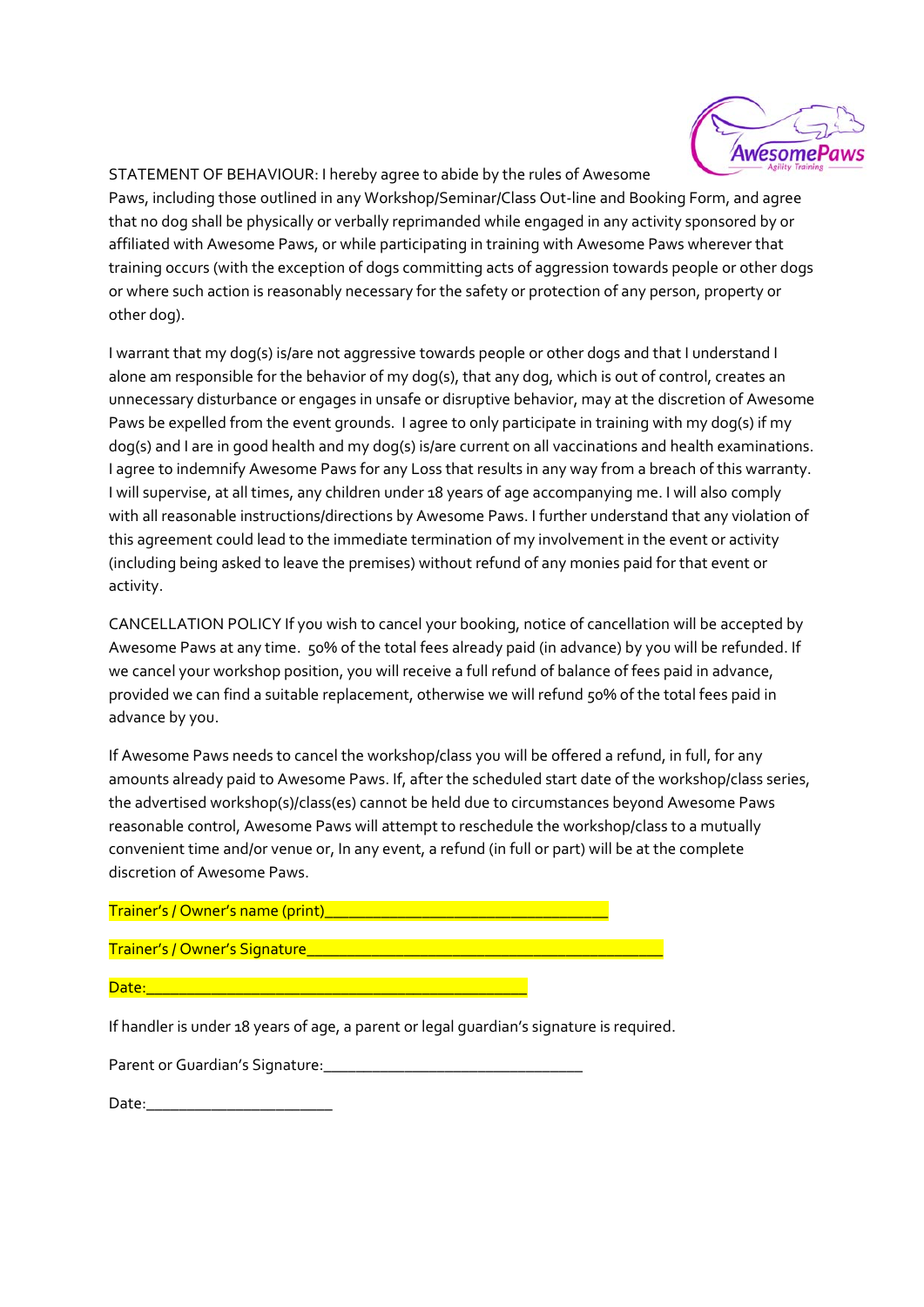STATEMENT OF BEHAVIOUR: I hereby agree to abide by the rules of Awesome Paws, including those outlined in any Workshop/Seminar/Class Out-line and Booking Form, and agree that no dog shall be physically or verbally reprimanded while engaged in any activity sponsored by or affiliated with Awesome Paws, or while participating in training with Awesome Paws wherever that training occurs (with the exception of dogs committing acts of aggression towards people or other dogs or where such action is reasonably necessary for the safety or protection of any person, property or other dog).

I warrant that my dog(s) is/are not aggressive towards people or other dogs and that I understand I alone am responsible for the behavior of my dog(s), that any dog, which is out of control, creates an unnecessary disturbance or engages in unsafe or disruptive behavior, may at the discretion of Awesome Paws be expelled from the event grounds. I agree to only participate in training with my dog(s) if my dog(s) and I are in good health and my dog(s) is/are current on all vaccinations and health examinations. I agree to indemnify Awesome Paws for any Loss that results in any way from a breach of this warranty. I will supervise, at all times, any children under 18 years of age accompanying me. I will also comply with all reasonable instructions/directions by Awesome Paws. I further understand that any violation of this agreement could lead to the immediate termination of my involvement in the event or activity (including being asked to leave the premises) without refund of any monies paid for that event or activity.

CANCELLATION POLICY If you wish to cancel your booking, notice of cancellation will be accepted by Awesome Paws at any time. 50% of the total fees already paid (in advance) by you will be refunded. If we cancel your workshop position, you will receive a full refund of balance of fees paid in advance, provided we can find a suitable replacement, otherwise we will refund 50% of the total fees paid in advance by you.

If Awesome Paws needs to cancel the workshop/class you will be offered a refund, in full, for any amounts already paid to Awesome Paws. If, after the scheduled start date of the workshop/class series, the advertised workshop(s)/class(es) cannot be held due to circumstances beyond Awesome Paws reasonable control, Awesome Paws will attempt to reschedule the workshop/class to a mutually convenient time and/or venue or, In any event, a refund (in full or part) will be at the complete discretion of Awesome Paws.

Trainer's / Owner's name (print)___________________________________

Trainer's / Owner's Signature___________________________________________

Date:_______________________________________________

If handler is under 18 years of age, a parent or legal guardian's signature is required.

Parent or Guardian's Signature:________________________________

Date:_______________________